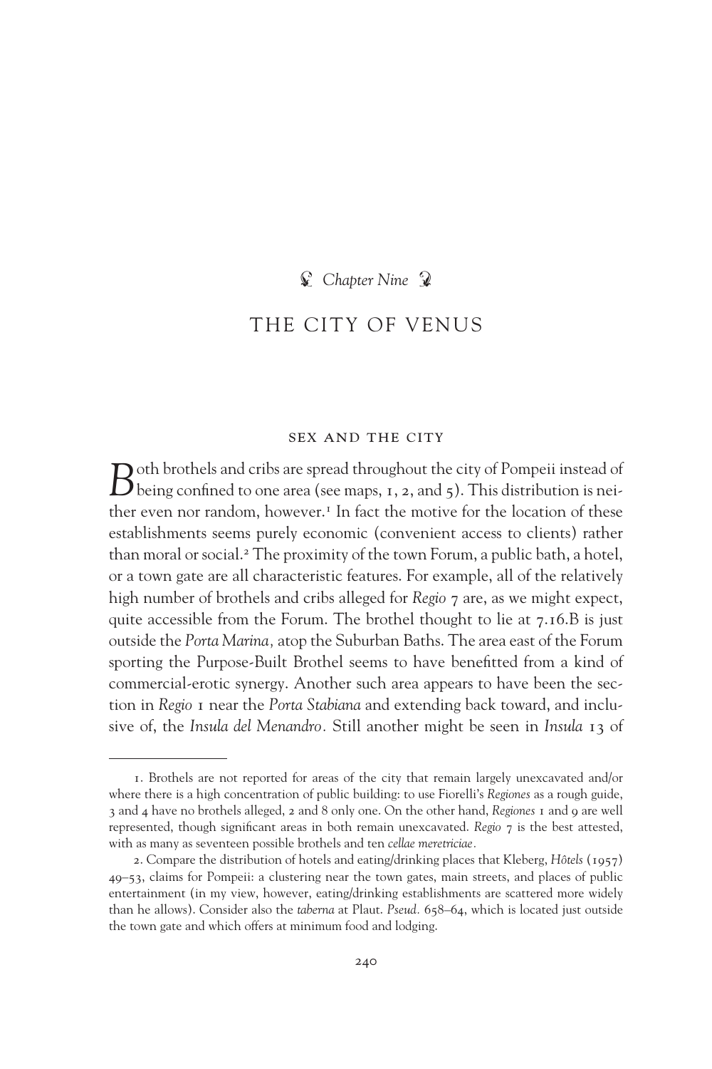# Chapter Nine

# THE CITY OF VENUS

## SEX AND THE CITY

Both brothels and cribs are spread throughout the city of Pompeii instead of being confined to one area (see maps, 1, 2, and 5). This distribution is neither even nor random, however.[1] In fact the motive for the location of these establishments seems purely economic (convenient access to clients) rather than moral or social.[2] The proximity of the town Forum, a public bath, a hotel, or a town gate are all characteristic features. For example, all of the relatively high number of brothels and cribs alleged for *Regio* 7 are, as we might expect, quite accessible from the Forum. The brothel thought to lie at 7.16.B is just outside the *Porta Marina,* atop the Suburban Baths. The area east of the Forum sporting the Purpose-Built Brothel seems to have benefitted from a kind of commercial-erotic synergy. Another such area appears to have been the section in *Regio* 1 near the *Porta Stabiana* and extending back toward, and inclusive of, the *Insula del Menandro.* Still another might be seen in *Insula* 13 of

---

1. Brothels are not reported for areas of the city that remain largely unexcavated and/or where there is a high concentration of public building: to use Fiorelli's *Regiones* as a rough guide, 3 and 4 have no brothels alleged, 2 and 8 only one. On the other hand, *Regiones* 1 and 9 are well represented, though significant areas in both remain unexcavated. *Regio* 7 is the best attested, with as many as seventeen possible brothels and ten *cellae meretriciae.*

2. Compare the distribution of hotels and eating/drinking places that Kleberg, *Hôtels* (1957) 49–53, claims for Pompeii: a clustering near the town gates, main streets, and places of public entertainment (in my view, however, eating/drinking establishments are scattered more widely than he allows). Consider also the *taberna* at Plaut. *Pseud.* 658–64, which is located just outside the town gate and which offers at minimum food and lodging.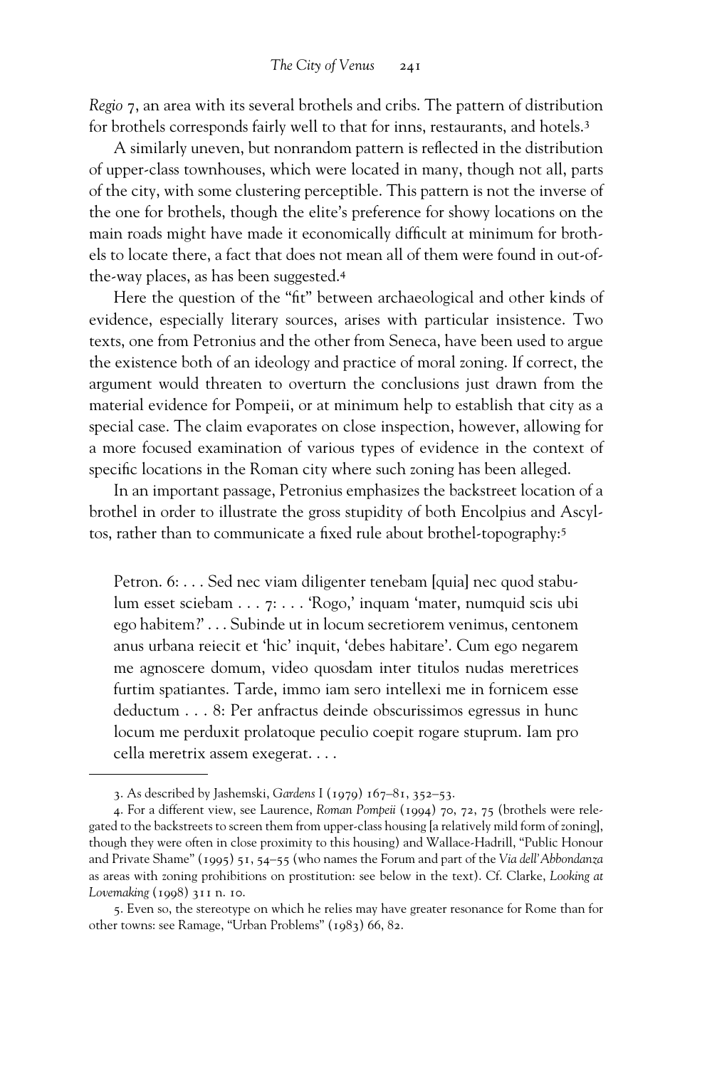*Regio* 7, an area with its several brothels and cribs. The pattern of distribution for brothels corresponds fairly well to that for inns, restaurants, and hotels.[3]

A similarly uneven, but nonrandom pattern is reflected in the distribution of upper-class townhouses, which were located in many, though not all, parts of the city, with some clustering perceptible. This pattern is not the inverse of the one for brothels, though the elite's preference for showy locations on the main roads might have made it economically difficult at minimum for brothels to locate there, a fact that does not mean all of them were found in out-of-the-way places, as has been suggested.[4]

Here the question of the "fit" between archaeological and other kinds of evidence, especially literary sources, arises with particular insistence. Two texts, one from Petronius and the other from Seneca, have been used to argue the existence both of an ideology and practice of moral zoning. If correct, the argument would threaten to overturn the conclusions just drawn from the material evidence for Pompeii, or at minimum help to establish that city as a special case. The claim evaporates on close inspection, however, allowing for a more focused examination of various types of evidence in the context of specific locations in the Roman city where such zoning has been alleged.

In an important passage, Petronius emphasizes the backstreet location of a brothel in order to illustrate the gross stupidity of both Encolpius and Ascyltos, rather than to communicate a fixed rule about brothel-topography:[5]

> Petron. 6: . . . Sed nec viam diligenter tenebam [quia] nec quod stabulum esset sciebam . . . 7: . . . 'Rogo,' inquam 'mater, numquid scis ubi ego habitem?' . . . Subinde ut in locum secretiorem venimus, centonem anus urbana reiecit et 'hic' inquit, 'debes habitare'. Cum ego negarem me agnoscere domum, video quosdam inter titulos nudas meretrices furtim spatiantes. Tarde, immo iam sero intellexi me in fornicem esse deductum . . . 8: Per anfractus deinde obscurissimos egressus in hunc locum me perduxit prolatoque peculio coepit rogare stuprum. Iam pro cella meretrix assem exegerat. . . .

---

3. As described by Jashemski, *Gardens* I (1979) 167–81, 352–53.

4. For a different view, see Laurence, *Roman Pompeii* (1994) 70, 72, 75 (brothels were relegated to the backstreets to screen them from upper-class housing [a relatively mild form of zoning], though they were often in close proximity to this housing) and Wallace-Hadrill, "Public Honour and Private Shame" (1995) 51, 54–55 (who names the Forum and part of the *Via dell'Abbondanza* as areas with zoning prohibitions on prostitution: see below in the text). Cf. Clarke, *Looking at Lovemaking* (1998) 311 n. 10.

5. Even so, the stereotype on which he relies may have greater resonance for Rome than for other towns: see Ramage, "Urban Problems" (1983) 66, 82.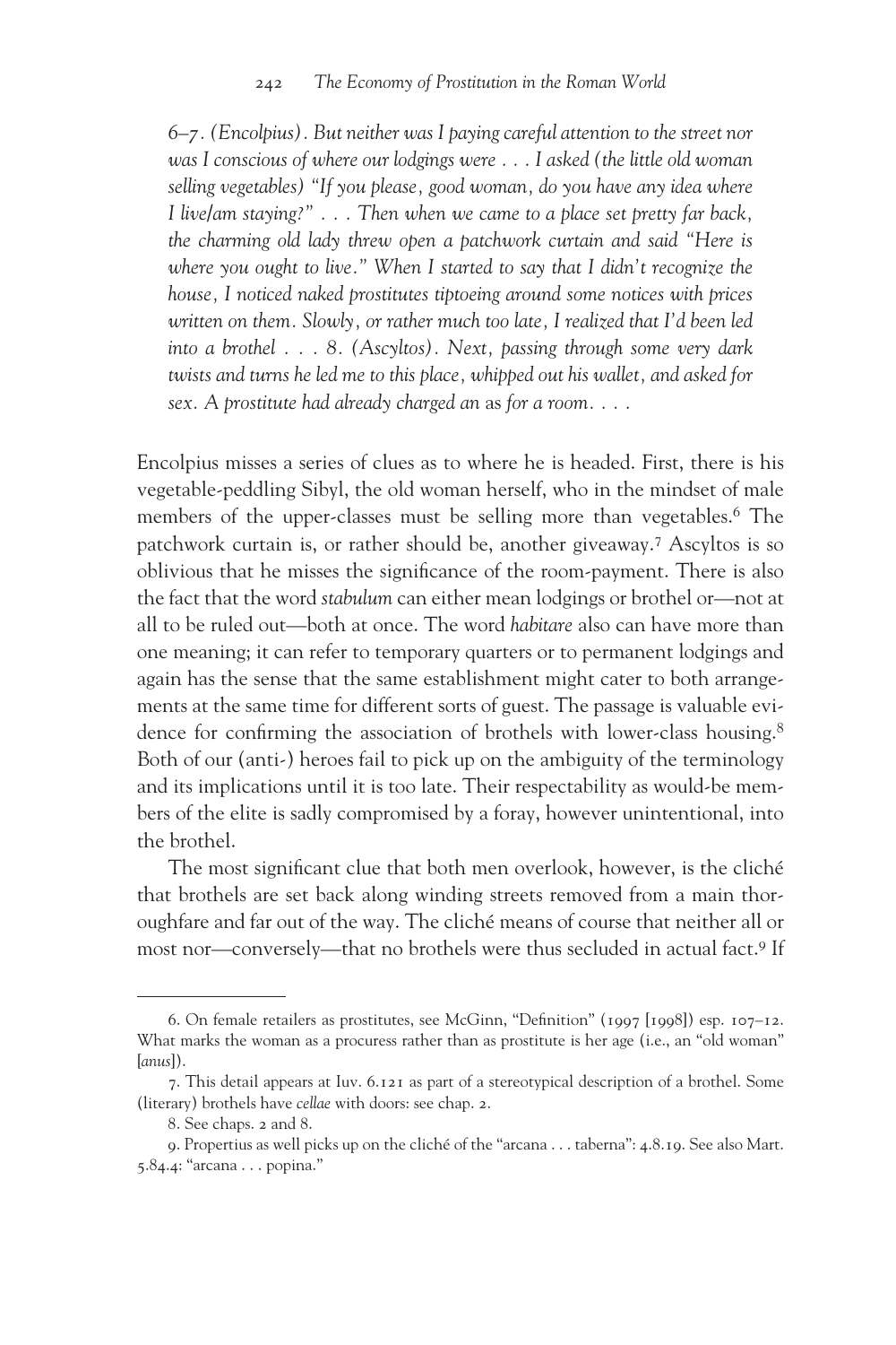*6–7. (Encolpius). But neither was I paying careful attention to the street nor was I conscious of where our lodgings were . . . I asked (the little old woman selling vegetables) "If you please, good woman, do you have any idea where I live/am staying?" . . . Then when we came to a place set pretty far back, the charming old lady threw open a patchwork curtain and said "Here is where you ought to live." When I started to say that I didn't recognize the house, I noticed naked prostitutes tiptoeing around some notices with prices written on them. Slowly, or rather much too late, I realized that I'd been led into a brothel . . . 8. (Ascyltos). Next, passing through some very dark twists and turns he led me to this place, whipped out his wallet, and asked for sex. A prostitute had already charged an* as *for a room. . . .*

Encolpius misses a series of clues as to where he is headed. First, there is his vegetable-peddling Sibyl, the old woman herself, who in the mindset of male members of the upper-classes must be selling more than vegetables.[6] The patchwork curtain is, or rather should be, another giveaway.[7] Ascyltos is so oblivious that he misses the significance of the room-payment. There is also the fact that the word *stabulum* can either mean lodgings or brothel or—not at all to be ruled out—both at once. The word *habitare* also can have more than one meaning; it can refer to temporary quarters or to permanent lodgings and again has the sense that the same establishment might cater to both arrangements at the same time for different sorts of guest. The passage is valuable evidence for confirming the association of brothels with lower-class housing.[8] Both of our (anti-) heroes fail to pick up on the ambiguity of the terminology and its implications until it is too late. Their respectability as would-be members of the elite is sadly compromised by a foray, however unintentional, into the brothel.

The most significant clue that both men overlook, however, is the cliché that brothels are set back along winding streets removed from a main thoroughfare and far out of the way. The cliché means of course that neither all or most nor—conversely—that no brothels were thus secluded in actual fact.[9] If

---

6. On female retailers as prostitutes, see McGinn, "Definition" (1997 [1998]) esp. 107–12. What marks the woman as a procuress rather than as prostitute is her age (i.e., an "old woman" [*anus*]).

7. This detail appears at Iuv. 6.121 as part of a stereotypical description of a brothel. Some (literary) brothels have *cellae* with doors: see chap. 2.

8. See chaps. 2 and 8.

9. Propertius as well picks up on the cliché of the "arcana . . . taberna": 4.8.19. See also Mart. 5.84.4: "arcana . . . popina."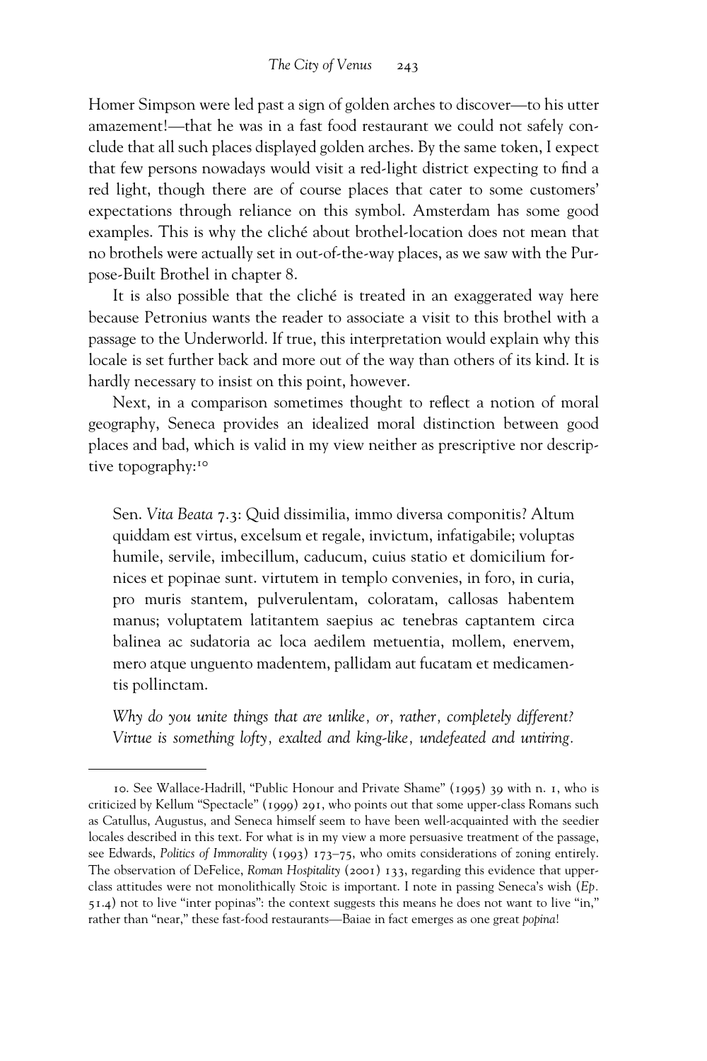Homer Simpson were led past a sign of golden arches to discover—to his utter amazement!—that he was in a fast food restaurant we could not safely conclude that all such places displayed golden arches. By the same token, I expect that few persons nowadays would visit a red-light district expecting to find a red light, though there are of course places that cater to some customers' expectations through reliance on this symbol. Amsterdam has some good examples. This is why the cliché about brothel-location does not mean that no brothels were actually set in out-of-the-way places, as we saw with the Purpose-Built Brothel in chapter 8.

It is also possible that the cliché is treated in an exaggerated way here because Petronius wants the reader to associate a visit to this brothel with a passage to the Underworld. If true, this interpretation would explain why this locale is set further back and more out of the way than others of its kind. It is hardly necessary to insist on this point, however.

Next, in a comparison sometimes thought to reflect a notion of moral geography, Seneca provides an idealized moral distinction between good places and bad, which is valid in my view neither as prescriptive nor descriptive topography:[10]

> Sen. *Vita Beata* 7.3: Quid dissimilia, immo diversa componitis? Altum quiddam est virtus, excelsum et regale, invictum, infatigabile; voluptas humile, servile, imbecillum, caducum, cuius statio et domicilium fornices et popinae sunt. virtutem in templo convenies, in foro, in curia, pro muris stantem, pulverulentam, coloratam, callosas habentem manus; voluptatem latitantem saepius ac tenebras captantem circa balinea ac sudatoria ac loca aedilem metuentia, mollem, enervem, mero atque unguento madentem, pallidam aut fucatam et medicamentis pollinctam.
>
> *Why do you unite things that are unlike, or, rather, completely different? Virtue is something lofty, exalted and king-like, undefeated and untiring.*

---

10. See Wallace-Hadrill, "Public Honour and Private Shame" (1995) 39 with n. 1, who is criticized by Kellum "Spectacle" (1999) 291, who points out that some upper-class Romans such as Catullus, Augustus, and Seneca himself seem to have been well-acquainted with the seedier locales described in this text. For what is in my view a more persuasive treatment of the passage, see Edwards, *Politics of Immorality* (1993) 173–75, who omits considerations of zoning entirely. The observation of DeFelice, *Roman Hospitality* (2001) 133, regarding this evidence that upper-class attitudes were not monolithically Stoic is important. I note in passing Seneca's wish (*Ep.* 51.4) not to live "inter popinas": the context suggests this means he does not want to live "in," rather than "near," these fast-food restaurants—Baiae in fact emerges as one great *popina*!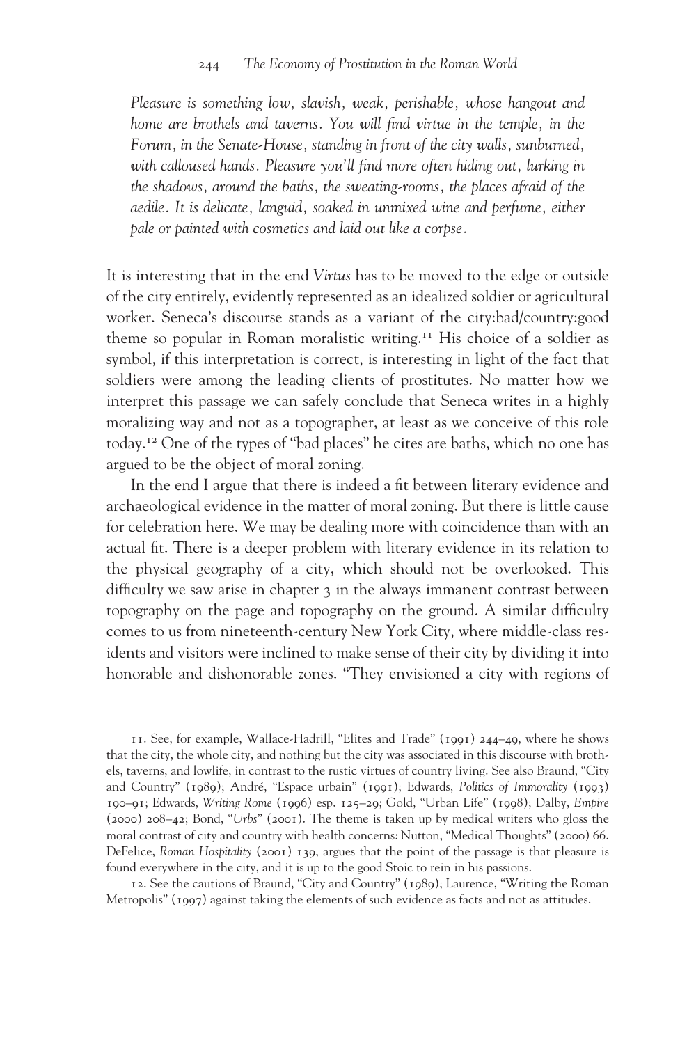*Pleasure is something low, slavish, weak, perishable, whose hangout and home are brothels and taverns. You will find virtue in the temple, in the Forum, in the Senate-House, standing in front of the city walls, sunburned, with calloused hands. Pleasure you'll find more often hiding out, lurking in the shadows, around the baths, the sweating-rooms, the places afraid of the aedile. It is delicate, languid, soaked in unmixed wine and perfume, either pale or painted with cosmetics and laid out like a corpse.*

It is interesting that in the end *Virtus* has to be moved to the edge or outside of the city entirely, evidently represented as an idealized soldier or agricultural worker. Seneca's discourse stands as a variant of the city:bad/country:good theme so popular in Roman moralistic writing.[11] His choice of a soldier as symbol, if this interpretation is correct, is interesting in light of the fact that soldiers were among the leading clients of prostitutes. No matter how we interpret this passage we can safely conclude that Seneca writes in a highly moralizing way and not as a topographer, at least as we conceive of this role today.[12] One of the types of "bad places" he cites are baths, which no one has argued to be the object of moral zoning.

In the end I argue that there is indeed a fit between literary evidence and archaeological evidence in the matter of moral zoning. But there is little cause for celebration here. We may be dealing more with coincidence than with an actual fit. There is a deeper problem with literary evidence in its relation to the physical geography of a city, which should not be overlooked. This difficulty we saw arise in chapter 3 in the always immanent contrast between topography on the page and topography on the ground. A similar difficulty comes to us from nineteenth-century New York City, where middle-class residents and visitors were inclined to make sense of their city by dividing it into honorable and dishonorable zones. "They envisioned a city with regions of

---

11. See, for example, Wallace-Hadrill, "Elites and Trade" (1991) 244–49, where he shows that the city, the whole city, and nothing but the city was associated in this discourse with brothels, taverns, and lowlife, in contrast to the rustic virtues of country living. See also Braund, "City and Country" (1989); André, "Espace urbain" (1991); Edwards, *Politics of Immorality* (1993) 190–91; Edwards, *Writing Rome* (1996) esp. 125–29; Gold, "Urban Life" (1998); Dalby, *Empire* (2000) 208–42; Bond, "*Urbs*" (2001). The theme is taken up by medical writers who gloss the moral contrast of city and country with health concerns: Nutton, "Medical Thoughts" (2000) 66. DeFelice, *Roman Hospitality* (2001) 139, argues that the point of the passage is that pleasure is found everywhere in the city, and it is up to the good Stoic to rein in his passions.

12. See the cautions of Braund, "City and Country" (1989); Laurence, "Writing the Roman Metropolis" (1997) against taking the elements of such evidence as facts and not as attitudes.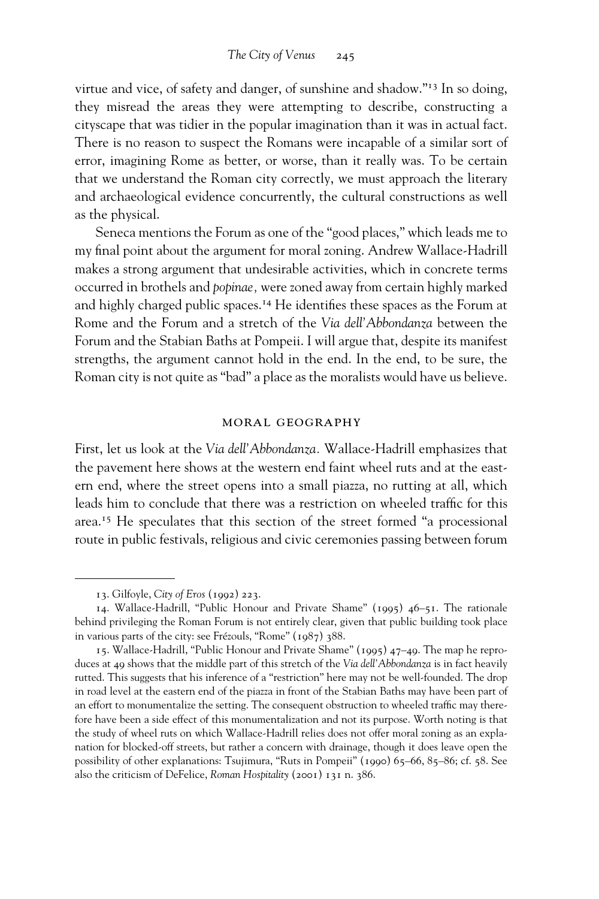virtue and vice, of safety and danger, of sunshine and shadow."[13] In so doing, they misread the areas they were attempting to describe, constructing a cityscape that was tidier in the popular imagination than it was in actual fact. There is no reason to suspect the Romans were incapable of a similar sort of error, imagining Rome as better, or worse, than it really was. To be certain that we understand the Roman city correctly, we must approach the literary and archaeological evidence concurrently, the cultural constructions as well as the physical.

Seneca mentions the Forum as one of the "good places," which leads me to my final point about the argument for moral zoning. Andrew Wallace-Hadrill makes a strong argument that undesirable activities, which in concrete terms occurred in brothels and *popinae,* were zoned away from certain highly marked and highly charged public spaces.[14] He identifies these spaces as the Forum at Rome and the Forum and a stretch of the *Via dell'Abbondanza* between the Forum and the Stabian Baths at Pompeii. I will argue that, despite its manifest strengths, the argument cannot hold in the end. In the end, to be sure, the Roman city is not quite as "bad" a place as the moralists would have us believe.

## MORAL GEOGRAPHY

First, let us look at the *Via dell'Abbondanza.* Wallace-Hadrill emphasizes that the pavement here shows at the western end faint wheel ruts and at the eastern end, where the street opens into a small piazza, no rutting at all, which leads him to conclude that there was a restriction on wheeled traffic for this area.[15] He speculates that this section of the street formed "a processional route in public festivals, religious and civic ceremonies passing between forum

---

13. Gilfoyle, *City of Eros* (1992) 223.

14. Wallace-Hadrill, "Public Honour and Private Shame" (1995) 46–51. The rationale behind privileging the Roman Forum is not entirely clear, given that public building took place in various parts of the city: see Frézouls, "Rome" (1987) 388.

15. Wallace-Hadrill, "Public Honour and Private Shame" (1995) 47–49. The map he reproduces at 49 shows that the middle part of this stretch of the *Via dell'Abbondanza* is in fact heavily rutted. This suggests that his inference of a "restriction" here may not be well-founded. The drop in road level at the eastern end of the piazza in front of the Stabian Baths may have been part of an effort to monumentalize the setting. The consequent obstruction to wheeled traffic may therefore have been a side effect of this monumentalization and not its purpose. Worth noting is that the study of wheel ruts on which Wallace-Hadrill relies does not offer moral zoning as an explanation for blocked-off streets, but rather a concern with drainage, though it does leave open the possibility of other explanations: Tsujimura, "Ruts in Pompeii" (1990) 65–66, 85–86; cf. 58. See also the criticism of DeFelice, *Roman Hospitality* (2001) 131 n. 386.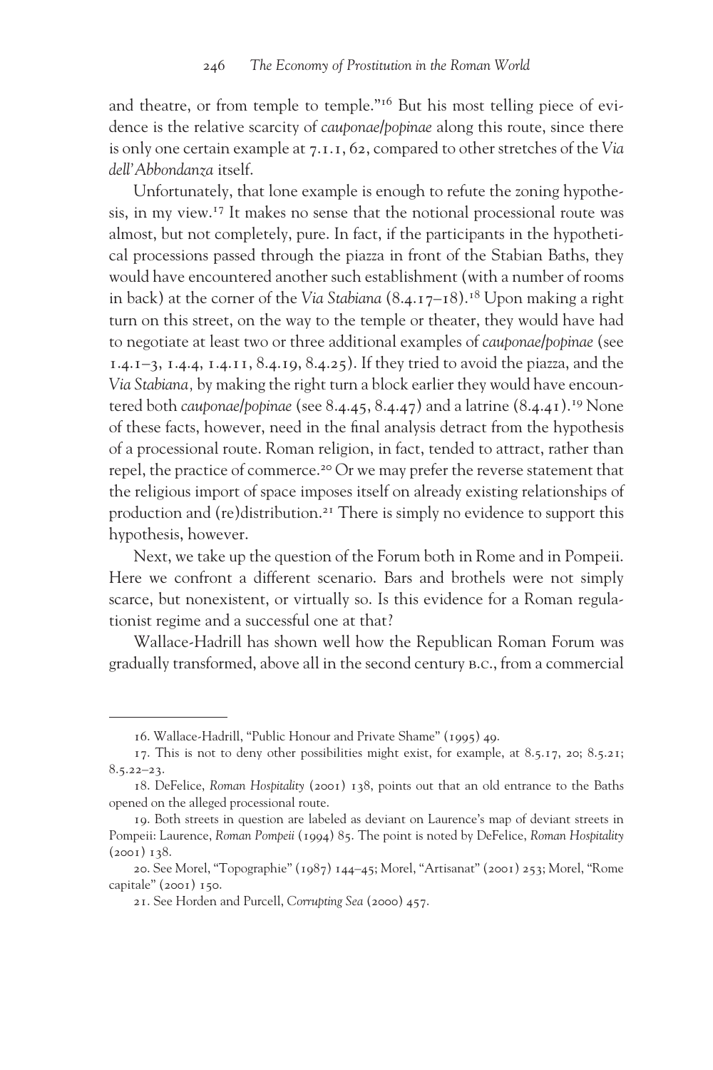and theatre, or from temple to temple."[16] But his most telling piece of evidence is the relative scarcity of *cauponae/popinae* along this route, since there is only one certain example at 7.1.1, 62, compared to other stretches of the *Via dell'Abbondanza* itself.

Unfortunately, that lone example is enough to refute the zoning hypothesis, in my view.[17] It makes no sense that the notional processional route was almost, but not completely, pure. In fact, if the participants in the hypothetical processions passed through the piazza in front of the Stabian Baths, they would have encountered another such establishment (with a number of rooms in back) at the corner of the *Via Stabiana* (8.4.17–18).[18] Upon making a right turn on this street, on the way to the temple or theater, they would have had to negotiate at least two or three additional examples of *cauponae/popinae* (see 1.4.1–3, 1.4.4, 1.4.11, 8.4.19, 8.4.25). If they tried to avoid the piazza, and the *Via Stabiana,* by making the right turn a block earlier they would have encountered both *cauponae/popinae* (see 8.4.45, 8.4.47) and a latrine (8.4.41).[19] None of these facts, however, need in the final analysis detract from the hypothesis of a processional route. Roman religion, in fact, tended to attract, rather than repel, the practice of commerce.[20] Or we may prefer the reverse statement that the religious import of space imposes itself on already existing relationships of production and (re)distribution.[21] There is simply no evidence to support this hypothesis, however.

Next, we take up the question of the Forum both in Rome and in Pompeii. Here we confront a different scenario. Bars and brothels were not simply scarce, but nonexistent, or virtually so. Is this evidence for a Roman regulationist regime and a successful one at that?

Wallace-Hadrill has shown well how the Republican Roman Forum was gradually transformed, above all in the second century B.C., from a commercial

---

16. Wallace-Hadrill, "Public Honour and Private Shame" (1995) 49.

17. This is not to deny other possibilities might exist, for example, at 8.5.17, 20; 8.5.21; 8.5.22–23.

18. DeFelice, *Roman Hospitality* (2001) 138, points out that an old entrance to the Baths opened on the alleged processional route.

19. Both streets in question are labeled as deviant on Laurence's map of deviant streets in Pompeii: Laurence, *Roman Pompeii* (1994) 85. The point is noted by DeFelice, *Roman Hospitality* (2001) 138.

20. See Morel, "Topographie" (1987) 144–45; Morel, "Artisanat" (2001) 253; Morel, "Rome capitale" (2001) 150.

21. See Horden and Purcell, *Corrupting Sea* (2000) 457.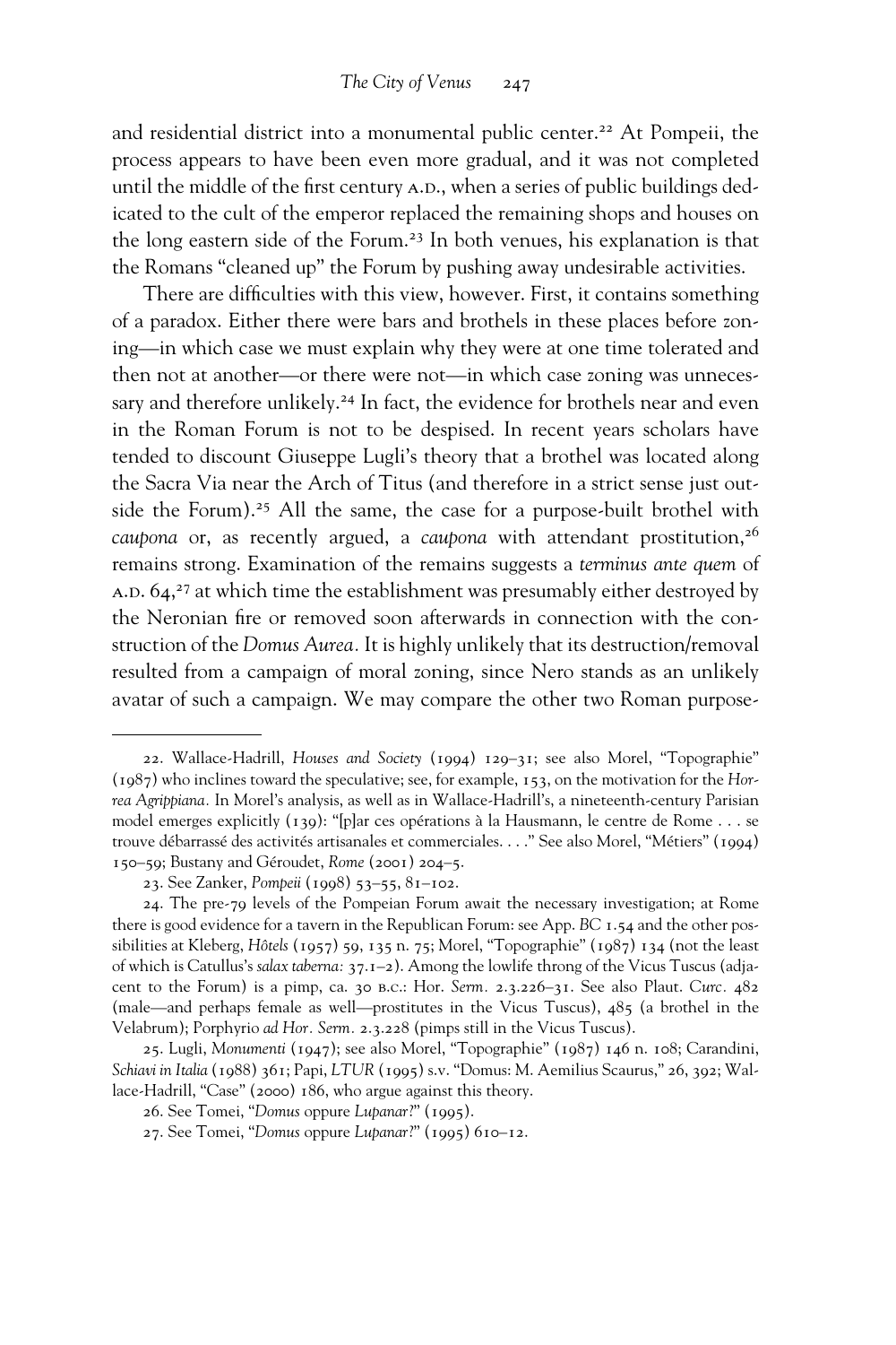and residential district into a monumental public center.[22] At Pompeii, the process appears to have been even more gradual, and it was not completed until the middle of the first century A.D., when a series of public buildings dedicated to the cult of the emperor replaced the remaining shops and houses on the long eastern side of the Forum.[23] In both venues, his explanation is that the Romans "cleaned up" the Forum by pushing away undesirable activities.

There are difficulties with this view, however. First, it contains something of a paradox. Either there were bars and brothels in these places before zoning—in which case we must explain why they were at one time tolerated and then not at another—or there were not—in which case zoning was unnecessary and therefore unlikely.[24] In fact, the evidence for brothels near and even in the Roman Forum is not to be despised. In recent years scholars have tended to discount Giuseppe Lugli's theory that a brothel was located along the Sacra Via near the Arch of Titus (and therefore in a strict sense just outside the Forum).[25] All the same, the case for a purpose-built brothel with *caupona* or, as recently argued, a *caupona* with attendant prostitution,[26] remains strong. Examination of the remains suggests a *terminus ante quem* of A.D. 64,[27] at which time the establishment was presumably either destroyed by the Neronian fire or removed soon afterwards in connection with the construction of the *Domus Aurea*. It is highly unlikely that its destruction/removal resulted from a campaign of moral zoning, since Nero stands as an unlikely avatar of such a campaign. We may compare the other two Roman purpose-

---

22. Wallace-Hadrill, *Houses and Society* (1994) 129–31; see also Morel, "Topographie" (1987) who inclines toward the speculative; see, for example, 153, on the motivation for the *Horrea Agrippiana*. In Morel's analysis, as well as in Wallace-Hadrill's, a nineteenth-century Parisian model emerges explicitly (139): "[p]ar ces opérations à la Hausmann, le centre de Rome . . . se trouve débarrassé des activités artisanales et commerciales. . . ." See also Morel, "Métiers" (1994) 150–59; Bustany and Géroudet, *Rome* (2001) 204–5.

23. See Zanker, *Pompeii* (1998) 53–55, 81–102.

24. The pre-79 levels of the Pompeian Forum await the necessary investigation; at Rome there is good evidence for a tavern in the Republican Forum: see App. *BC* 1.54 and the other possibilities at Kleberg, *Hôtels* (1957) 59, 135 n. 75; Morel, "Topographie" (1987) 134 (not the least of which is Catullus's *salax taberna*: 37.1–2). Among the lowlife throng of the Vicus Tuscus (adjacent to the Forum) is a pimp, ca. 30 B.C.: Hor. *Serm*. 2.3.226–31. See also Plaut. *Curc*. 482 (male—and perhaps female as well—prostitutes in the Vicus Tuscus), 485 (a brothel in the Velabrum); Porphyrio *ad Hor. Serm*. 2.3.228 (pimps still in the Vicus Tuscus).

25. Lugli, *Monumenti* (1947); see also Morel, "Topographie" (1987) 146 n. 108; Carandini, *Schiavi in Italia* (1988) 361; Papi, *LTUR* (1995) s.v. "Domus: M. Aemilius Scaurus," 26, 392; Wallace-Hadrill, "Case" (2000) 186, who argue against this theory.

26. See Tomei, "*Domus* oppure *Lupanar*?" (1995).

27. See Tomei, "*Domus* oppure *Lupanar*?" (1995) 610–12.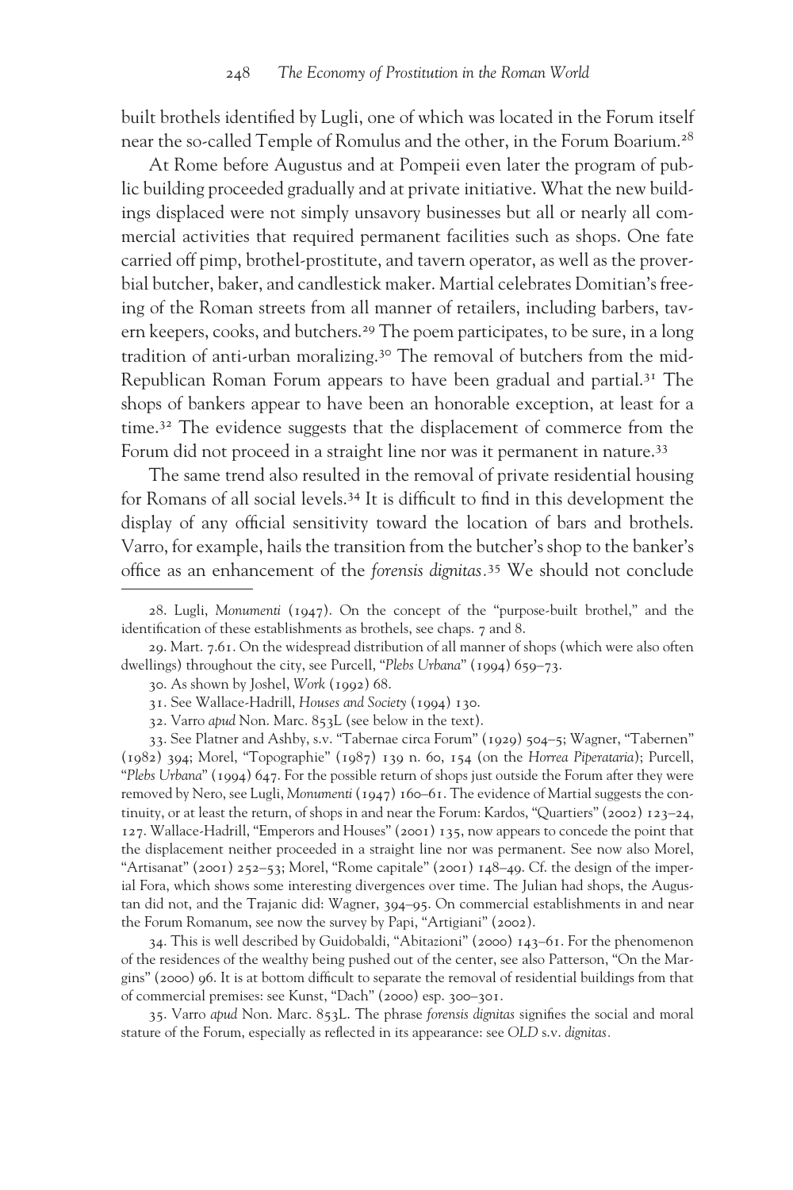built brothels identified by Lugli, one of which was located in the Forum itself near the so-called Temple of Romulus and the other, in the Forum Boarium.[28]

At Rome before Augustus and at Pompeii even later the program of public building proceeded gradually and at private initiative. What the new buildings displaced were not simply unsavory businesses but all or nearly all commercial activities that required permanent facilities such as shops. One fate carried off pimp, brothel-prostitute, and tavern operator, as well as the proverbial butcher, baker, and candlestick maker. Martial celebrates Domitian's freeing of the Roman streets from all manner of retailers, including barbers, tavern keepers, cooks, and butchers.[29] The poem participates, to be sure, in a long tradition of anti-urban moralizing.[30] The removal of butchers from the mid-Republican Roman Forum appears to have been gradual and partial.[31] The shops of bankers appear to have been an honorable exception, at least for a time.[32] The evidence suggests that the displacement of commerce from the Forum did not proceed in a straight line nor was it permanent in nature.[33]

The same trend also resulted in the removal of private residential housing for Romans of all social levels.[34] It is difficult to find in this development the display of any official sensitivity toward the location of bars and brothels. Varro, for example, hails the transition from the butcher's shop to the banker's office as an enhancement of the *forensis dignitas*.[35] We should not conclude

---

28. Lugli, *Monumenti* (1947). On the concept of the "purpose-built brothel," and the identification of these establishments as brothels, see chaps. 7 and 8.

29. Mart. 7.61. On the widespread distribution of all manner of shops (which were also often dwellings) throughout the city, see Purcell, "*Plebs Urbana*" (1994) 659–73.

30. As shown by Joshel, *Work* (1992) 68.

31. See Wallace-Hadrill, *Houses and Society* (1994) 130.

32. Varro *apud* Non. Marc. 853L (see below in the text).

33. See Platner and Ashby, s.v. "Tabernae circa Forum" (1929) 504–5; Wagner, "Tabernen" (1982) 394; Morel, "Topographie" (1987) 139 n. 60, 154 (on the *Horrea Piperataria*); Purcell, "*Plebs Urbana*" (1994) 647. For the possible return of shops just outside the Forum after they were removed by Nero, see Lugli, *Monumenti* (1947) 160–61. The evidence of Martial suggests the continuity, or at least the return, of shops in and near the Forum: Kardos, "Quartiers" (2002) 123–24, 127. Wallace-Hadrill, "Emperors and Houses" (2001) 135, now appears to concede the point that the displacement neither proceeded in a straight line nor was permanent. See now also Morel, "Artisanat" (2001) 252–53; Morel, "Rome capitale" (2001) 148–49. Cf. the design of the imperial Fora, which shows some interesting divergences over time. The Julian had shops, the Augustan did not, and the Trajanic did: Wagner, 394–95. On commercial establishments in and near the Forum Romanum, see now the survey by Papi, "Artigiani" (2002).

34. This is well described by Guidobaldi, "Abitazioni" (2000) 143–61. For the phenomenon of the residences of the wealthy being pushed out of the center, see also Patterson, "On the Margins" (2000) 96. It is at bottom difficult to separate the removal of residential buildings from that of commercial premises: see Kunst, "Dach" (2000) esp. 300–301.

35. Varro *apud* Non. Marc. 853L. The phrase *forensis dignitas* signifies the social and moral stature of the Forum, especially as reflected in its appearance: see *OLD* s.v. *dignitas*.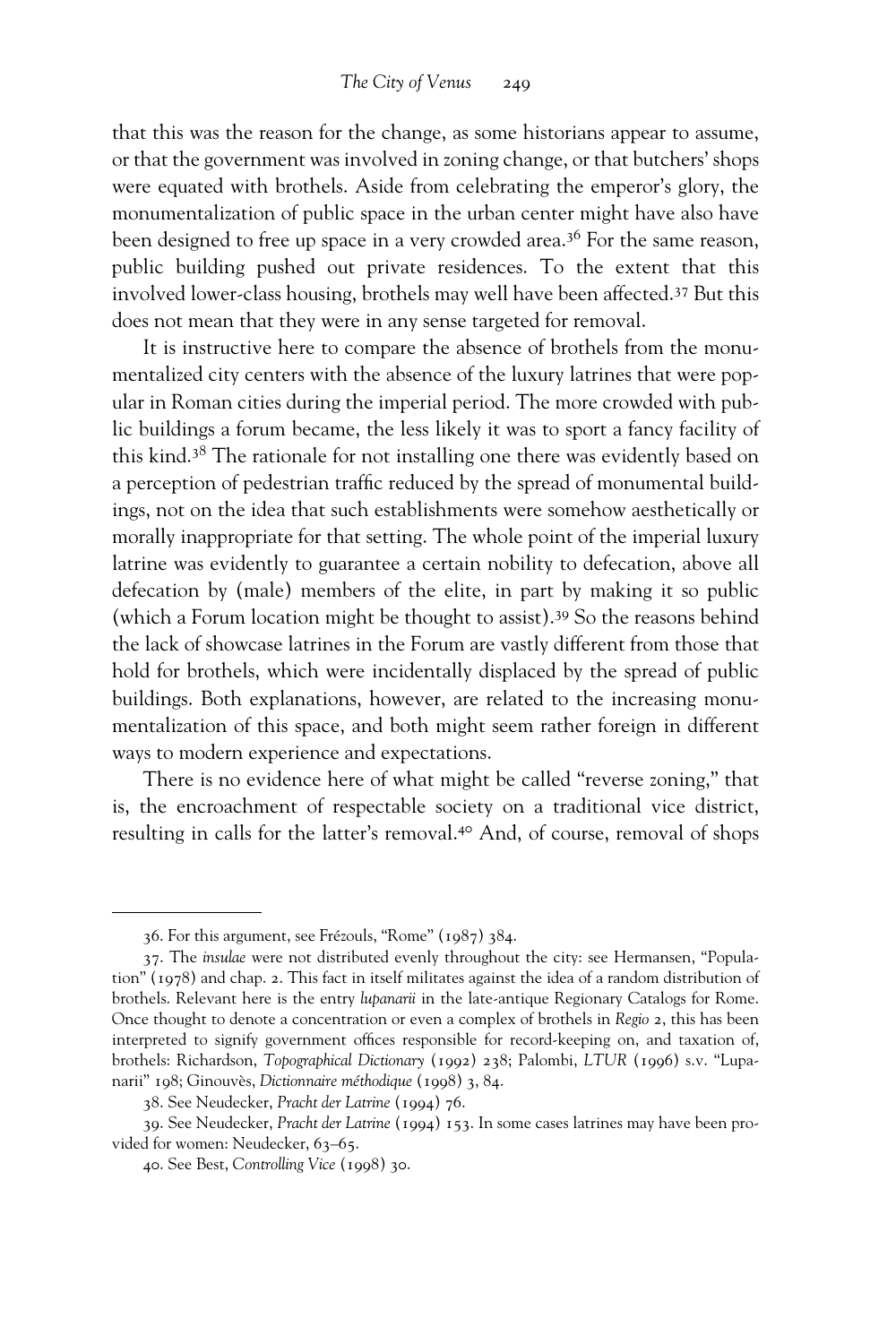that this was the reason for the change, as some historians appear to assume, or that the government was involved in zoning change, or that butchers' shops were equated with brothels. Aside from celebrating the emperor's glory, the monumentalization of public space in the urban center might have also have been designed to free up space in a very crowded area.[36] For the same reason, public building pushed out private residences. To the extent that this involved lower-class housing, brothels may well have been affected.[37] But this does not mean that they were in any sense targeted for removal.

It is instructive here to compare the absence of brothels from the monumentalized city centers with the absence of the luxury latrines that were popular in Roman cities during the imperial period. The more crowded with public buildings a forum became, the less likely it was to sport a fancy facility of this kind.[38] The rationale for not installing one there was evidently based on a perception of pedestrian traffic reduced by the spread of monumental buildings, not on the idea that such establishments were somehow aesthetically or morally inappropriate for that setting. The whole point of the imperial luxury latrine was evidently to guarantee a certain nobility to defecation, above all defecation by (male) members of the elite, in part by making it so public (which a Forum location might be thought to assist).[39] So the reasons behind the lack of showcase latrines in the Forum are vastly different from those that hold for brothels, which were incidentally displaced by the spread of public buildings. Both explanations, however, are related to the increasing monumentalization of this space, and both might seem rather foreign in different ways to modern experience and expectations.

There is no evidence here of what might be called "reverse zoning," that is, the encroachment of respectable society on a traditional vice district, resulting in calls for the latter's removal.[40] And, of course, removal of shops

---

36. For this argument, see Frézouls, "Rome" (1987) 384.

37. The *insulae* were not distributed evenly throughout the city: see Hermansen, "Population" (1978) and chap. 2. This fact in itself militates against the idea of a random distribution of brothels. Relevant here is the entry *lupanarii* in the late-antique Regionary Catalogs for Rome. Once thought to denote a concentration or even a complex of brothels in *Regio* 2, this has been interpreted to signify government offices responsible for record-keeping on, and taxation of, brothels: Richardson, *Topographical Dictionary* (1992) 238; Palombi, *LTUR* (1996) s.v. "Lupanarii" 198; Ginouvès, *Dictionnaire méthodique* (1998) 3, 84.

38. See Neudecker, *Pracht der Latrine* (1994) 76.

39. See Neudecker, *Pracht der Latrine* (1994) 153. In some cases latrines may have been provided for women: Neudecker, 63–65.

40. See Best, *Controlling Vice* (1998) 30.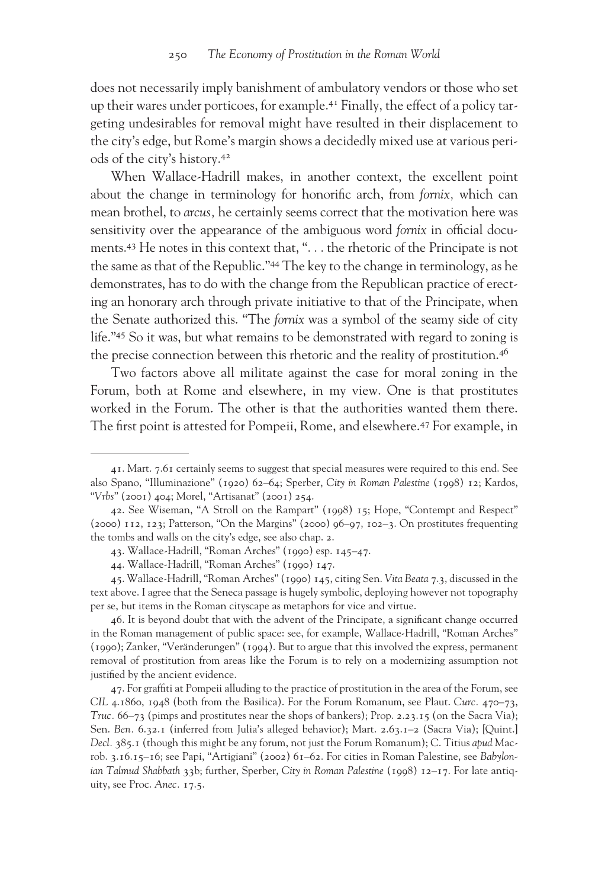does not necessarily imply banishment of ambulatory vendors or those who set up their wares under porticoes, for example.[41] Finally, the effect of a policy targeting undesirables for removal might have resulted in their displacement to the city's edge, but Rome's margin shows a decidedly mixed use at various periods of the city's history.[42]

When Wallace-Hadrill makes, in another context, the excellent point about the change in terminology for honorific arch, from *fornix,* which can mean brothel, to *arcus,* he certainly seems correct that the motivation here was sensitivity over the appearance of the ambiguous word *fornix* in official documents.[43] He notes in this context that, ". . . the rhetoric of the Principate is not the same as that of the Republic."[44] The key to the change in terminology, as he demonstrates, has to do with the change from the Republican practice of erecting an honorary arch through private initiative to that of the Principate, when the Senate authorized this. "The *fornix* was a symbol of the seamy side of city life."[45] So it was, but what remains to be demonstrated with regard to zoning is the precise connection between this rhetoric and the reality of prostitution.[46]

Two factors above all militate against the case for moral zoning in the Forum, both at Rome and elsewhere, in my view. One is that prostitutes worked in the Forum. The other is that the authorities wanted them there. The first point is attested for Pompeii, Rome, and elsewhere.[47] For example, in

---

41. Mart. 7.61 certainly seems to suggest that special measures were required to this end. See also Spano, "Illuminazione" (1920) 62–64; Sperber, *City in Roman Palestine* (1998) 12; Kardos, "*Vrbs*" (2001) 404; Morel, "Artisanat" (2001) 254.

42. See Wiseman, "A Stroll on the Rampart" (1998) 15; Hope, "Contempt and Respect" (2000) 112, 123; Patterson, "On the Margins" (2000) 96–97, 102–3. On prostitutes frequenting the tombs and walls on the city's edge, see also chap. 2.

43. Wallace-Hadrill, "Roman Arches" (1990) esp. 145–47.

44. Wallace-Hadrill, "Roman Arches" (1990) 147.

45. Wallace-Hadrill, "Roman Arches" (1990) 145, citing Sen. *Vita Beata* 7.3, discussed in the text above. I agree that the Seneca passage is hugely symbolic, deploying however not topography per se, but items in the Roman cityscape as metaphors for vice and virtue.

46. It is beyond doubt that with the advent of the Principate, a significant change occurred in the Roman management of public space: see, for example, Wallace-Hadrill, "Roman Arches" (1990); Zanker, "Veränderungen" (1994). But to argue that this involved the express, permanent removal of prostitution from areas like the Forum is to rely on a modernizing assumption not justified by the ancient evidence.

47. For graffiti at Pompeii alluding to the practice of prostitution in the area of the Forum, see *CIL* 4.1860, 1948 (both from the Basilica). For the Forum Romanum, see Plaut. *Curc.* 470–73, *Truc.* 66–73 (pimps and prostitutes near the shops of bankers); Prop. 2.23.15 (on the Sacra Via); Sen. *Ben.* 6.32.1 (inferred from Julia's alleged behavior); Mart. 2.63.1–2 (Sacra Via); [Quint.] *Decl.* 385.1 (though this might be any forum, not just the Forum Romanum); C. Titius *apud* Macrob. 3.16.15–16; see Papi, "Artigiani" (2002) 61–62. For cities in Roman Palestine, see *Babylonian Talmud Shabbath* 33b; further, Sperber, *City in Roman Palestine* (1998) 12–17. For late antiquity, see Proc. *Anec.* 17.5.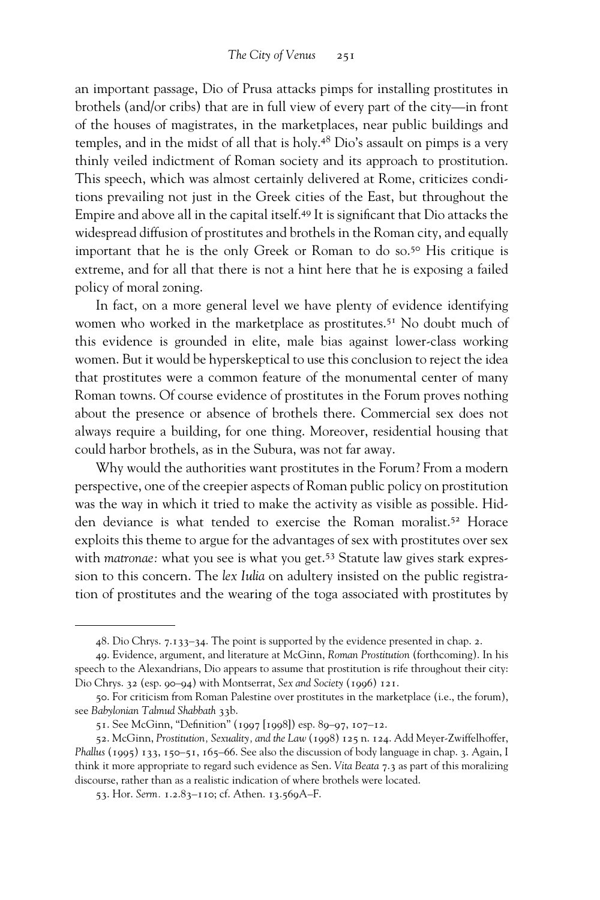an important passage, Dio of Prusa attacks pimps for installing prostitutes in brothels (and/or cribs) that are in full view of every part of the city—in front of the houses of magistrates, in the marketplaces, near public buildings and temples, and in the midst of all that is holy.[48] Dio's assault on pimps is a very thinly veiled indictment of Roman society and its approach to prostitution. This speech, which was almost certainly delivered at Rome, criticizes conditions prevailing not just in the Greek cities of the East, but throughout the Empire and above all in the capital itself.[49] It is significant that Dio attacks the widespread diffusion of prostitutes and brothels in the Roman city, and equally important that he is the only Greek or Roman to do so.[50] His critique is extreme, and for all that there is not a hint here that he is exposing a failed policy of moral zoning.

In fact, on a more general level we have plenty of evidence identifying women who worked in the marketplace as prostitutes.[51] No doubt much of this evidence is grounded in elite, male bias against lower-class working women. But it would be hyperskeptical to use this conclusion to reject the idea that prostitutes were a common feature of the monumental center of many Roman towns. Of course evidence of prostitutes in the Forum proves nothing about the presence or absence of brothels there. Commercial sex does not always require a building, for one thing. Moreover, residential housing that could harbor brothels, as in the Subura, was not far away.

Why would the authorities want prostitutes in the Forum? From a modern perspective, one of the creepier aspects of Roman public policy on prostitution was the way in which it tried to make the activity as visible as possible. Hidden deviance is what tended to exercise the Roman moralist.[52] Horace exploits this theme to argue for the advantages of sex with prostitutes over sex with *matronae:* what you see is what you get.[53] Statute law gives stark expression to this concern. The *lex Iulia* on adultery insisted on the public registration of prostitutes and the wearing of the toga associated with prostitutes by

---

48. Dio Chrys. 7.133–34. The point is supported by the evidence presented in chap. 2.

49. Evidence, argument, and literature at McGinn, *Roman Prostitution* (forthcoming). In his speech to the Alexandrians, Dio appears to assume that prostitution is rife throughout their city: Dio Chrys. 32 (esp. 90–94) with Montserrat, *Sex and Society* (1996) 121.

50. For criticism from Roman Palestine over prostitutes in the marketplace (i.e., the forum), see *Babylonian Talmud Shabbath* 33b.

51. See McGinn, "Definition" (1997 [1998]) esp. 89–97, 107–12.

52. McGinn, *Prostitution, Sexuality, and the Law* (1998) 125 n. 124. Add Meyer-Zwiffelhoffer, *Phallus* (1995) 133, 150–51, 165–66. See also the discussion of body language in chap. 3. Again, I think it more appropriate to regard such evidence as Sen. *Vita Beata* 7.3 as part of this moralizing discourse, rather than as a realistic indication of where brothels were located.

53. Hor. *Serm.* 1.2.83–110; cf. Athen. 13.569A–F.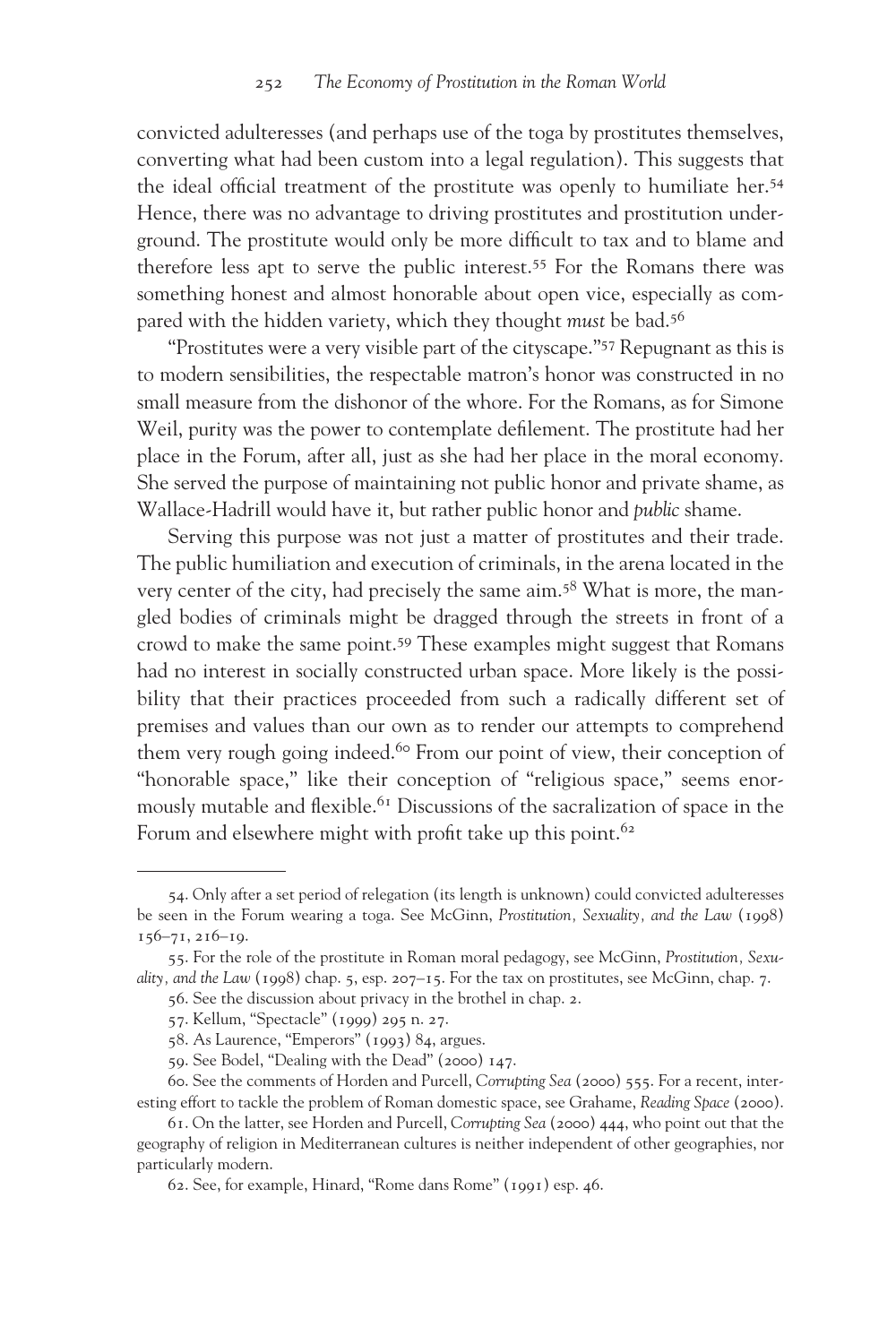convicted adulteresses (and perhaps use of the toga by prostitutes themselves, converting what had been custom into a legal regulation). This suggests that the ideal official treatment of the prostitute was openly to humiliate her.[54] Hence, there was no advantage to driving prostitutes and prostitution underground. The prostitute would only be more difficult to tax and to blame and therefore less apt to serve the public interest.[55] For the Romans there was something honest and almost honorable about open vice, especially as compared with the hidden variety, which they thought *must* be bad.[56]

"Prostitutes were a very visible part of the cityscape."[57] Repugnant as this is to modern sensibilities, the respectable matron's honor was constructed in no small measure from the dishonor of the whore. For the Romans, as for Simone Weil, purity was the power to contemplate defilement. The prostitute had her place in the Forum, after all, just as she had her place in the moral economy. She served the purpose of maintaining not public honor and private shame, as Wallace-Hadrill would have it, but rather public honor and *public* shame.

Serving this purpose was not just a matter of prostitutes and their trade. The public humiliation and execution of criminals, in the arena located in the very center of the city, had precisely the same aim.[58] What is more, the mangled bodies of criminals might be dragged through the streets in front of a crowd to make the same point.[59] These examples might suggest that Romans had no interest in socially constructed urban space. More likely is the possibility that their practices proceeded from such a radically different set of premises and values than our own as to render our attempts to comprehend them very rough going indeed.[60] From our point of view, their conception of "honorable space," like their conception of "religious space," seems enormously mutable and flexible.[61] Discussions of the sacralization of space in the Forum and elsewhere might with profit take up this point.[62]

---

54. Only after a set period of relegation (its length is unknown) could convicted adulteresses be seen in the Forum wearing a toga. See McGinn, *Prostitution, Sexuality, and the Law* (1998) 156–71, 216–19.

55. For the role of the prostitute in Roman moral pedagogy, see McGinn, *Prostitution, Sexuality, and the Law* (1998) chap. 5, esp. 207–15. For the tax on prostitutes, see McGinn, chap. 7.

56. See the discussion about privacy in the brothel in chap. 2.

57. Kellum, "Spectacle" (1999) 295 n. 27.

58. As Laurence, "Emperors" (1993) 84, argues.

59. See Bodel, "Dealing with the Dead" (2000) 147.

60. See the comments of Horden and Purcell, *Corrupting Sea* (2000) 555. For a recent, interesting effort to tackle the problem of Roman domestic space, see Grahame, *Reading Space* (2000).

61. On the latter, see Horden and Purcell, *Corrupting Sea* (2000) 444, who point out that the geography of religion in Mediterranean cultures is neither independent of other geographies, nor particularly modern.

62. See, for example, Hinard, "Rome dans Rome" (1991) esp. 46.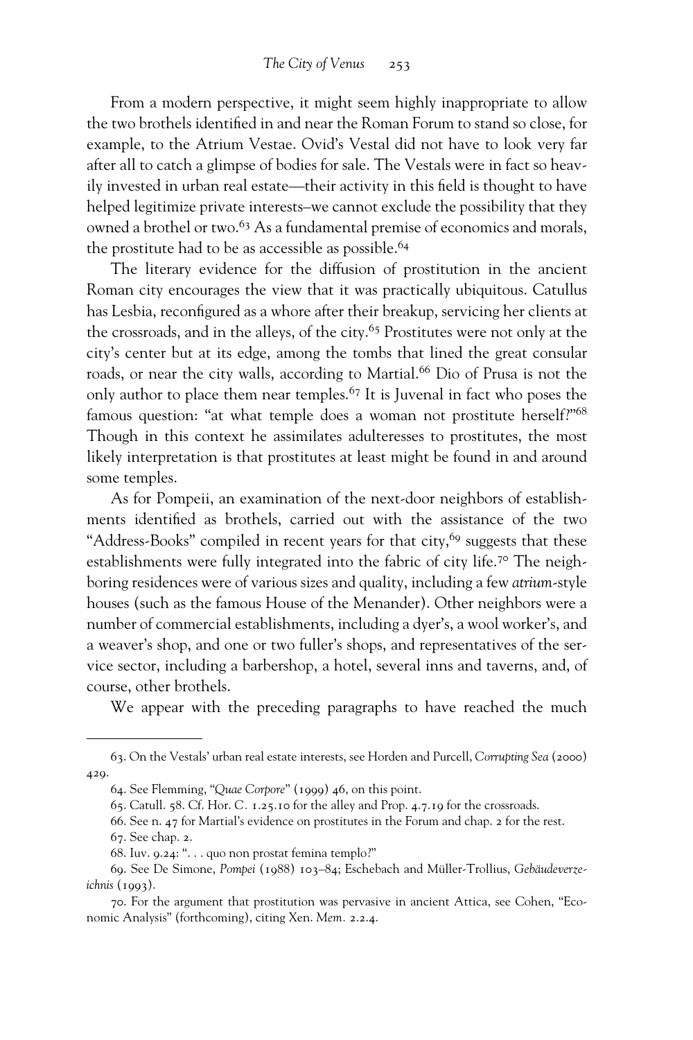From a modern perspective, it might seem highly inappropriate to allow the two brothels identified in and near the Roman Forum to stand so close, for example, to the Atrium Vestae. Ovid's Vestal did not have to look very far after all to catch a glimpse of bodies for sale. The Vestals were in fact so heavily invested in urban real estate—their activity in this field is thought to have helped legitimize private interests–we cannot exclude the possibility that they owned a brothel or two.[63] As a fundamental premise of economics and morals, the prostitute had to be as accessible as possible.[64]

The literary evidence for the diffusion of prostitution in the ancient Roman city encourages the view that it was practically ubiquitous. Catullus has Lesbia, reconfigured as a whore after their breakup, servicing her clients at the crossroads, and in the alleys, of the city.[65] Prostitutes were not only at the city's center but at its edge, among the tombs that lined the great consular roads, or near the city walls, according to Martial.[66] Dio of Prusa is not the only author to place them near temples.[67] It is Juvenal in fact who poses the famous question: "at what temple does a woman not prostitute herself?"[68] Though in this context he assimilates adulteresses to prostitutes, the most likely interpretation is that prostitutes at least might be found in and around some temples.

As for Pompeii, an examination of the next-door neighbors of establishments identified as brothels, carried out with the assistance of the two "Address-Books" compiled in recent years for that city,[69] suggests that these establishments were fully integrated into the fabric of city life.[70] The neighboring residences were of various sizes and quality, including a few *atrium*-style houses (such as the famous House of the Menander). Other neighbors were a number of commercial establishments, including a dyer's, a wool worker's, and a weaver's shop, and one or two fuller's shops, and representatives of the service sector, including a barbershop, a hotel, several inns and taverns, and, of course, other brothels.

We appear with the preceding paragraphs to have reached the much

---

63. On the Vestals' urban real estate interests, see Horden and Purcell, *Corrupting Sea* (2000) 429.

64. See Flemming, "*Quae Corpore*" (1999) 46, on this point.

65. Catull. 58. Cf. Hor. *C.* 1.25.10 for the alley and Prop. 4.7.19 for the crossroads.

66. See n. 47 for Martial's evidence on prostitutes in the Forum and chap. 2 for the rest.

67. See chap. 2.

68. Iuv. 9.24: ". . . quo non prostat femina templo?"

69. See De Simone, *Pompei* (1988) 103–84; Eschebach and Müller-Trollius, *Gebäudeverzeichnis* (1993).

70. For the argument that prostitution was pervasive in ancient Attica, see Cohen, "Economic Analysis" (forthcoming), citing Xen. *Mem.* 2.2.4.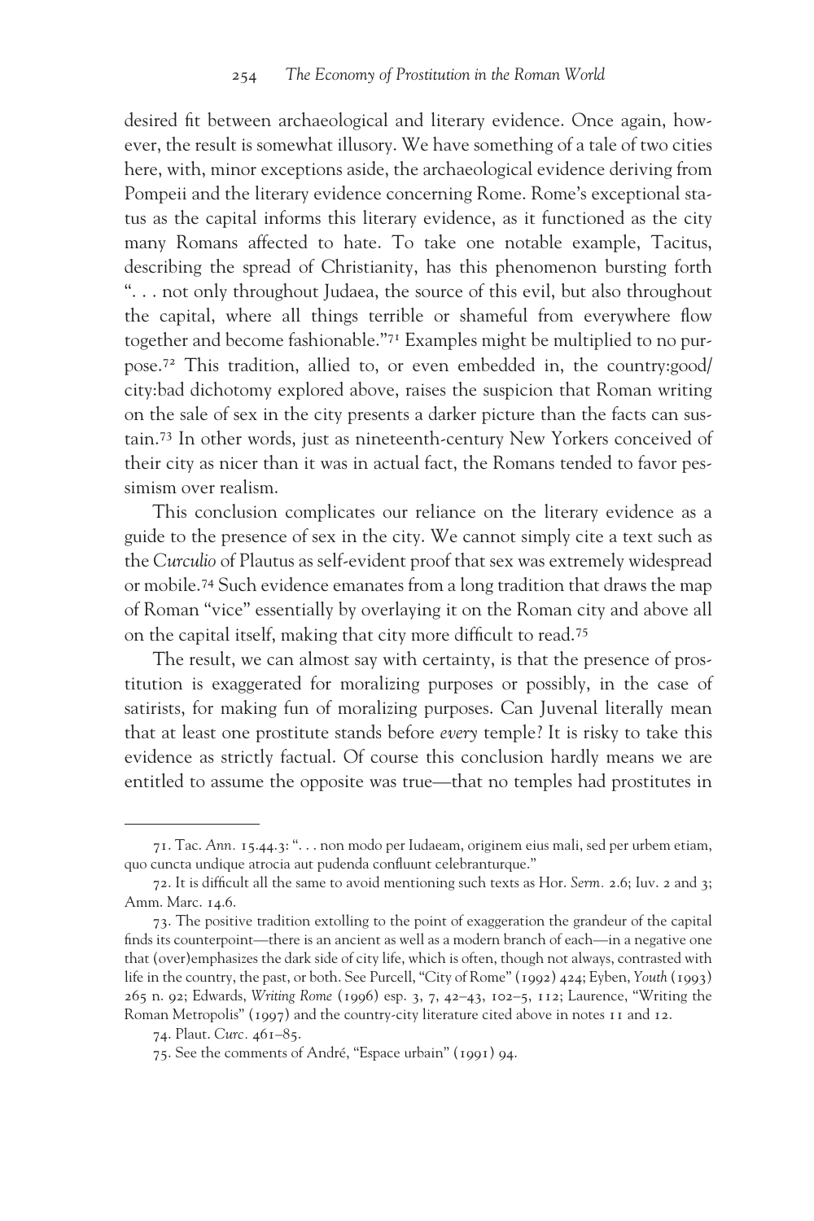desired fit between archaeological and literary evidence. Once again, however, the result is somewhat illusory. We have something of a tale of two cities here, with, minor exceptions aside, the archaeological evidence deriving from Pompeii and the literary evidence concerning Rome. Rome's exceptional status as the capital informs this literary evidence, as it functioned as the city many Romans affected to hate. To take one notable example, Tacitus, describing the spread of Christianity, has this phenomenon bursting forth ". . . not only throughout Judaea, the source of this evil, but also throughout the capital, where all things terrible or shameful from everywhere flow together and become fashionable."[71] Examples might be multiplied to no purpose.[72] This tradition, allied to, or even embedded in, the country:good/city:bad dichotomy explored above, raises the suspicion that Roman writing on the sale of sex in the city presents a darker picture than the facts can sustain.[73] In other words, just as nineteenth-century New Yorkers conceived of their city as nicer than it was in actual fact, the Romans tended to favor pessimism over realism.

This conclusion complicates our reliance on the literary evidence as a guide to the presence of sex in the city. We cannot simply cite a text such as the *Curculio* of Plautus as self-evident proof that sex was extremely widespread or mobile.[74] Such evidence emanates from a long tradition that draws the map of Roman "vice" essentially by overlaying it on the Roman city and above all on the capital itself, making that city more difficult to read.[75]

The result, we can almost say with certainty, is that the presence of prostitution is exaggerated for moralizing purposes or possibly, in the case of satirists, for making fun of moralizing purposes. Can Juvenal literally mean that at least one prostitute stands before *every* temple? It is risky to take this evidence as strictly factual. Of course this conclusion hardly means we are entitled to assume the opposite was true—that no temples had prostitutes in

---

71. Tac. *Ann.* 15.44.3: ". . . non modo per Iudaeam, originem eius mali, sed per urbem etiam, quo cuncta undique atrocia aut pudenda confluunt celebranturque."

72. It is difficult all the same to avoid mentioning such texts as Hor. *Serm.* 2.6; Iuv. 2 and 3; Amm. Marc. 14.6.

73. The positive tradition extolling to the point of exaggeration the grandeur of the capital finds its counterpoint—there is an ancient as well as a modern branch of each—in a negative one that (over)emphasizes the dark side of city life, which is often, though not always, contrasted with life in the country, the past, or both. See Purcell, "City of Rome" (1992) 424; Eyben, *Youth* (1993) 265 n. 92; Edwards, *Writing Rome* (1996) esp. 3, 7, 42–43, 102–5, 112; Laurence, "Writing the Roman Metropolis" (1997) and the country-city literature cited above in notes 11 and 12.

74. Plaut. *Curc.* 461–85.

75. See the comments of André, "Espace urbain" (1991) 94.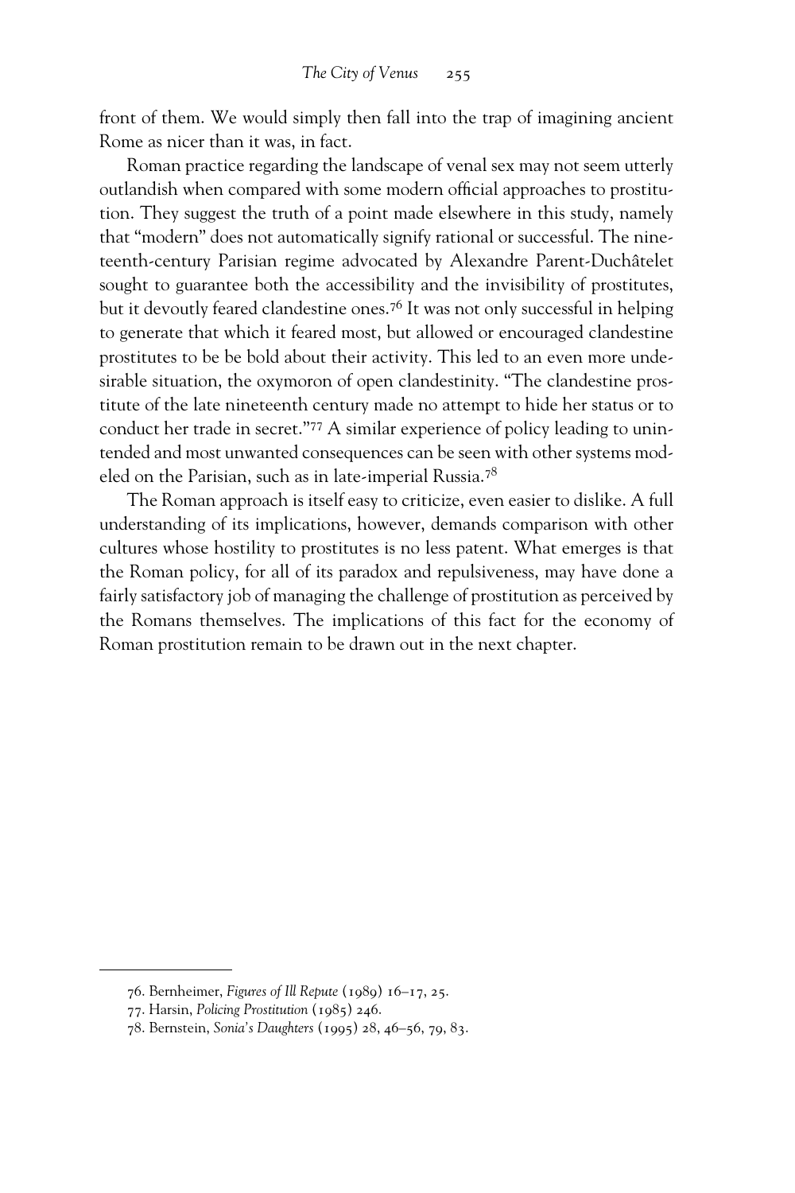front of them. We would simply then fall into the trap of imagining ancient Rome as nicer than it was, in fact.

Roman practice regarding the landscape of venal sex may not seem utterly outlandish when compared with some modern official approaches to prostitution. They suggest the truth of a point made elsewhere in this study, namely that "modern" does not automatically signify rational or successful. The nineteenth-century Parisian regime advocated by Alexandre Parent-Duchâtelet sought to guarantee both the accessibility and the invisibility of prostitutes, but it devoutly feared clandestine ones.[76] It was not only successful in helping to generate that which it feared most, but allowed or encouraged clandestine prostitutes to be be bold about their activity. This led to an even more undesirable situation, the oxymoron of open clandestinity. "The clandestine prostitute of the late nineteenth century made no attempt to hide her status or to conduct her trade in secret."[77] A similar experience of policy leading to unintended and most unwanted consequences can be seen with other systems modeled on the Parisian, such as in late-imperial Russia.[78]

The Roman approach is itself easy to criticize, even easier to dislike. A full understanding of its implications, however, demands comparison with other cultures whose hostility to prostitutes is no less patent. What emerges is that the Roman policy, for all of its paradox and repulsiveness, may have done a fairly satisfactory job of managing the challenge of prostitution as perceived by the Romans themselves. The implications of this fact for the economy of Roman prostitution remain to be drawn out in the next chapter.

---

76. Bernheimer, *Figures of Ill Repute* (1989) 16–17, 25.

77. Harsin, *Policing Prostitution* (1985) 246.

78. Bernstein, *Sonia's Daughters* (1995) 28, 46–56, 79, 83.